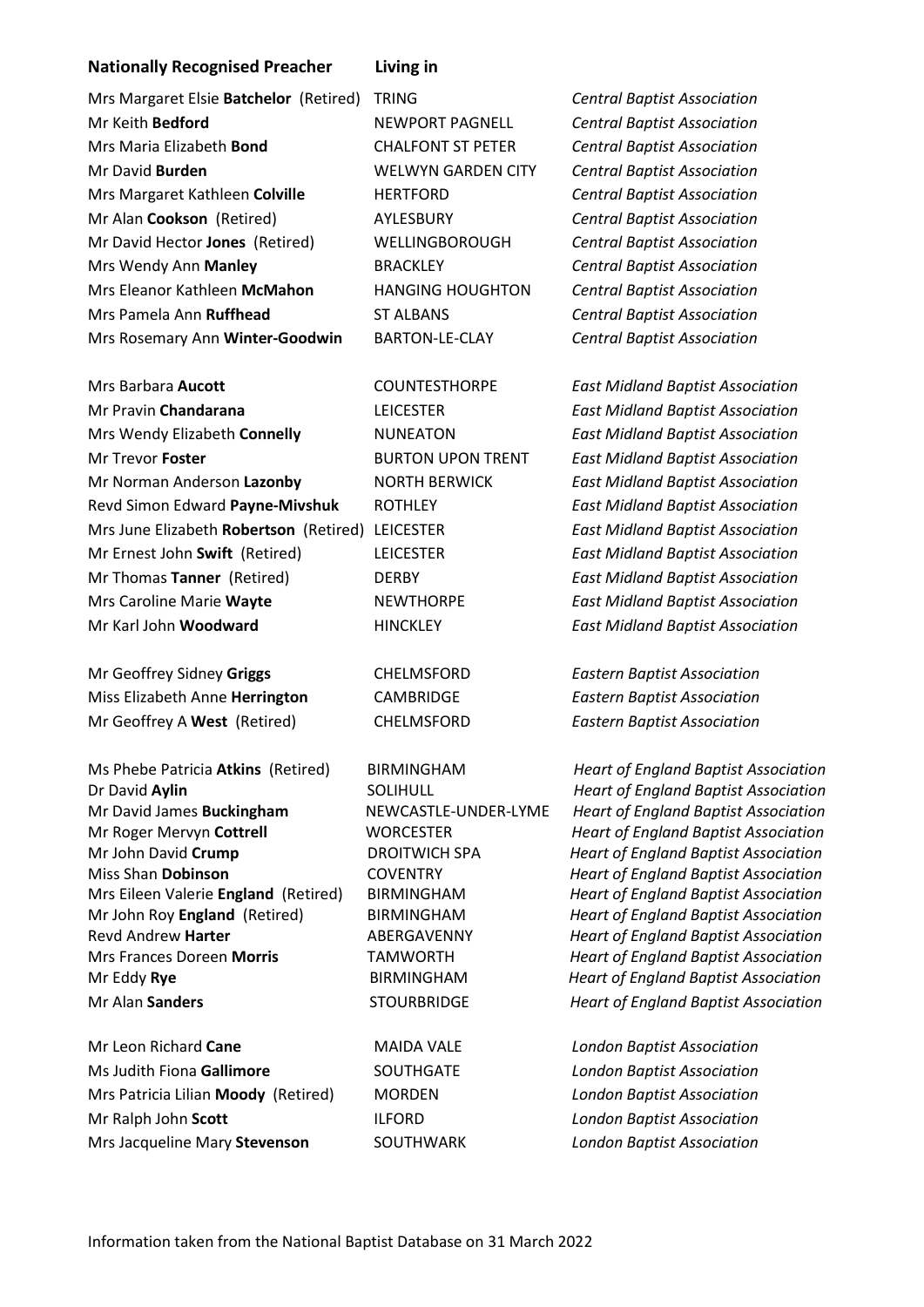| **Nationally Recognised Preacher** | **Living in** | |
|---|---|---|
| Mrs Margaret Elsie **Batchelor** (Retired) | TRING | *Central Baptist Association* |
| Mr Keith **Bedford** | NEWPORT PAGNELL | *Central Baptist Association* |
| Mrs Maria Elizabeth **Bond** | CHALFONT ST PETER | *Central Baptist Association* |
| Mr David **Burden** | WELWYN GARDEN CITY | *Central Baptist Association* |
| Mrs Margaret Kathleen **Colville** | HERTFORD | *Central Baptist Association* |
| Mr Alan **Cookson** (Retired) | AYLESBURY | *Central Baptist Association* |
| Mr David Hector **Jones** (Retired) | WELLINGBOROUGH | *Central Baptist Association* |
| Mrs Wendy Ann **Manley** | BRACKLEY | *Central Baptist Association* |
| Mrs Eleanor Kathleen **McMahon** | HANGING HOUGHTON | *Central Baptist Association* |
| Mrs Pamela Ann **Ruffhead** | ST ALBANS | *Central Baptist Association* |
| Mrs Rosemary Ann **Winter-Goodwin** | BARTON-LE-CLAY | *Central Baptist Association* |
| Mrs Barbara **Aucott** | COUNTESTHORPE | *East Midland Baptist Association* |
| Mr Pravin **Chandarana** | LEICESTER | *East Midland Baptist Association* |
| Mrs Wendy Elizabeth **Connelly** | NUNEATON | *East Midland Baptist Association* |
| Mr Trevor **Foster** | BURTON UPON TRENT | *East Midland Baptist Association* |
| Mr Norman Anderson **Lazonby** | NORTH BERWICK | *East Midland Baptist Association* |
| Revd Simon Edward **Payne-Mivshuk** | ROTHLEY | *East Midland Baptist Association* |
| Mrs June Elizabeth **Robertson** (Retired) | LEICESTER | *East Midland Baptist Association* |
| Mr Ernest John **Swift** (Retired) | LEICESTER | *East Midland Baptist Association* |
| Mr Thomas **Tanner** (Retired) | DERBY | *East Midland Baptist Association* |
| Mrs Caroline Marie **Wayte** | NEWTHORPE | *East Midland Baptist Association* |
| Mr Karl John **Woodward** | HINCKLEY | *East Midland Baptist Association* |
| Mr Geoffrey Sidney **Griggs** | CHELMSFORD | *Eastern Baptist Association* |
| Miss Elizabeth Anne **Herrington** | CAMBRIDGE | *Eastern Baptist Association* |
| Mr Geoffrey A **West** (Retired) | CHELMSFORD | *Eastern Baptist Association* |
| Ms Phebe Patricia **Atkins** (Retired) | BIRMINGHAM | *Heart of England Baptist Association* |
| Dr David **Aylin** | SOLIHULL | *Heart of England Baptist Association* |
| Mr David James **Buckingham** | NEWCASTLE-UNDER-LYME | *Heart of England Baptist Association* |
| Mr Roger Mervyn **Cottrell** | WORCESTER | *Heart of England Baptist Association* |
| Mr John David **Crump** | DROITWICH SPA | *Heart of England Baptist Association* |
| Miss Shan **Dobinson** | COVENTRY | *Heart of England Baptist Association* |
| Mrs Eileen Valerie **England** (Retired) | BIRMINGHAM | *Heart of England Baptist Association* |
| Mr John Roy **England** (Retired) | BIRMINGHAM | *Heart of England Baptist Association* |
| Revd Andrew **Harter** | ABERGAVENNY | *Heart of England Baptist Association* |
| Mrs Frances Doreen **Morris** | TAMWORTH | *Heart of England Baptist Association* |
| Mr Eddy **Rye** | BIRMINGHAM | *Heart of England Baptist Association* |
| Mr Alan **Sanders** | STOURBRIDGE | *Heart of England Baptist Association* |
| Mr Leon Richard **Cane** | MAIDA VALE | *London Baptist Association* |
| Ms Judith Fiona **Gallimore** | SOUTHGATE | *London Baptist Association* |
| Mrs Patricia Lilian **Moody** (Retired) | MORDEN | *London Baptist Association* |
| Mr Ralph John **Scott** | ILFORD | *London Baptist Association* |
| Mrs Jacqueline Mary **Stevenson** | SOUTHWARK | *London Baptist Association* |

Information taken from the National Baptist Database on 31 March 2022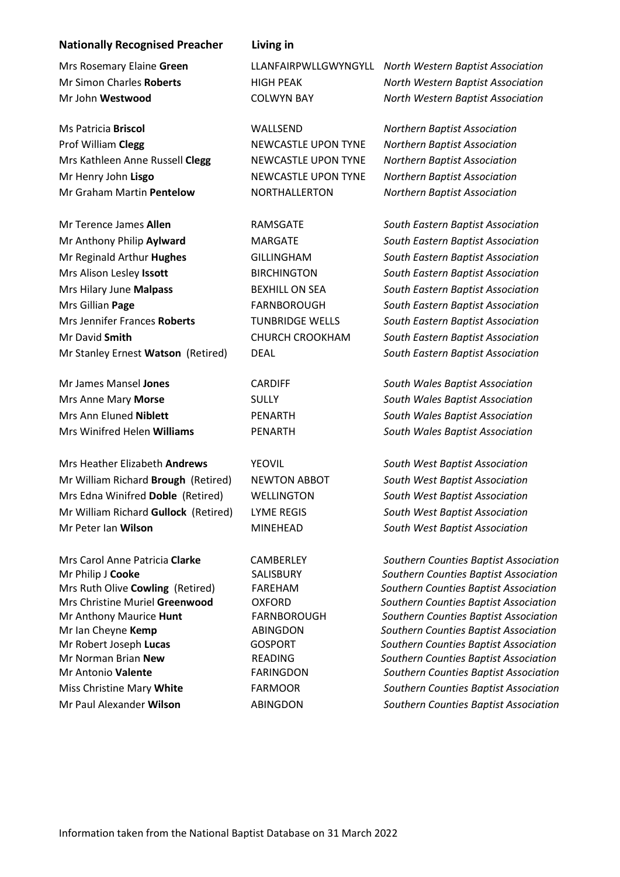| Nationally Recognised Preacher | Living in | |
|---|---|---|
| Mrs Rosemary Elaine **Green** | LLANFAIRPWLLGWYNGYLL | *North Western Baptist Association* |
| Mr Simon Charles **Roberts** | HIGH PEAK | *North Western Baptist Association* |
| Mr John **Westwood** | COLWYN BAY | *North Western Baptist Association* |
| | | |
| Ms Patricia **Briscol** | WALLSEND | *Northern Baptist Association* |
| Prof William **Clegg** | NEWCASTLE UPON TYNE | *Northern Baptist Association* |
| Mrs Kathleen Anne Russell **Clegg** | NEWCASTLE UPON TYNE | *Northern Baptist Association* |
| Mr Henry John **Lisgo** | NEWCASTLE UPON TYNE | *Northern Baptist Association* |
| Mr Graham Martin **Pentelow** | NORTHALLERTON | *Northern Baptist Association* |
| | | |
| Mr Terence James **Allen** | RAMSGATE | *South Eastern Baptist Association* |
| Mr Anthony Philip **Aylward** | MARGATE | *South Eastern Baptist Association* |
| Mr Reginald Arthur **Hughes** | GILLINGHAM | *South Eastern Baptist Association* |
| Mrs Alison Lesley **Issott** | BIRCHINGTON | *South Eastern Baptist Association* |
| Mrs Hilary June **Malpass** | BEXHILL ON SEA | *South Eastern Baptist Association* |
| Mrs Gillian **Page** | FARNBOROUGH | *South Eastern Baptist Association* |
| Mrs Jennifer Frances **Roberts** | TUNBRIDGE WELLS | *South Eastern Baptist Association* |
| Mr David **Smith** | CHURCH CROOKHAM | *South Eastern Baptist Association* |
| Mr Stanley Ernest **Watson** (Retired) | DEAL | *South Eastern Baptist Association* |
| | | |
| Mr James Mansel **Jones** | CARDIFF | *South Wales Baptist Association* |
| Mrs Anne Mary **Morse** | SULLY | *South Wales Baptist Association* |
| Mrs Ann Eluned **Niblett** | PENARTH | *South Wales Baptist Association* |
| Mrs Winifred Helen **Williams** | PENARTH | *South Wales Baptist Association* |
| | | |
| Mrs Heather Elizabeth **Andrews** | YEOVIL | *South West Baptist Association* |
| Mr William Richard **Brough** (Retired) | NEWTON ABBOT | *South West Baptist Association* |
| Mrs Edna Winifred **Doble** (Retired) | WELLINGTON | *South West Baptist Association* |
| Mr William Richard **Gullock** (Retired) | LYME REGIS | *South West Baptist Association* |
| Mr Peter Ian **Wilson** | MINEHEAD | *South West Baptist Association* |
| | | |
| Mrs Carol Anne Patricia **Clarke** | CAMBERLEY | *Southern Counties Baptist Association* |
| Mr Philip J **Cooke** | SALISBURY | *Southern Counties Baptist Association* |
| Mrs Ruth Olive **Cowling** (Retired) | FAREHAM | *Southern Counties Baptist Association* |
| Mrs Christine Muriel **Greenwood** | OXFORD | *Southern Counties Baptist Association* |
| Mr Anthony Maurice **Hunt** | FARNBOROUGH | *Southern Counties Baptist Association* |
| Mr Ian Cheyne **Kemp** | ABINGDON | *Southern Counties Baptist Association* |
| Mr Robert Joseph **Lucas** | GOSPORT | *Southern Counties Baptist Association* |
| Mr Norman Brian **New** | READING | *Southern Counties Baptist Association* |
| Mr Antonio **Valente** | FARINGDON | *Southern Counties Baptist Association* |
| Miss Christine Mary **White** | FARMOOR | *Southern Counties Baptist Association* |
| Mr Paul Alexander **Wilson** | ABINGDON | *Southern Counties Baptist Association* |

Information taken from the National Baptist Database on 31 March 2022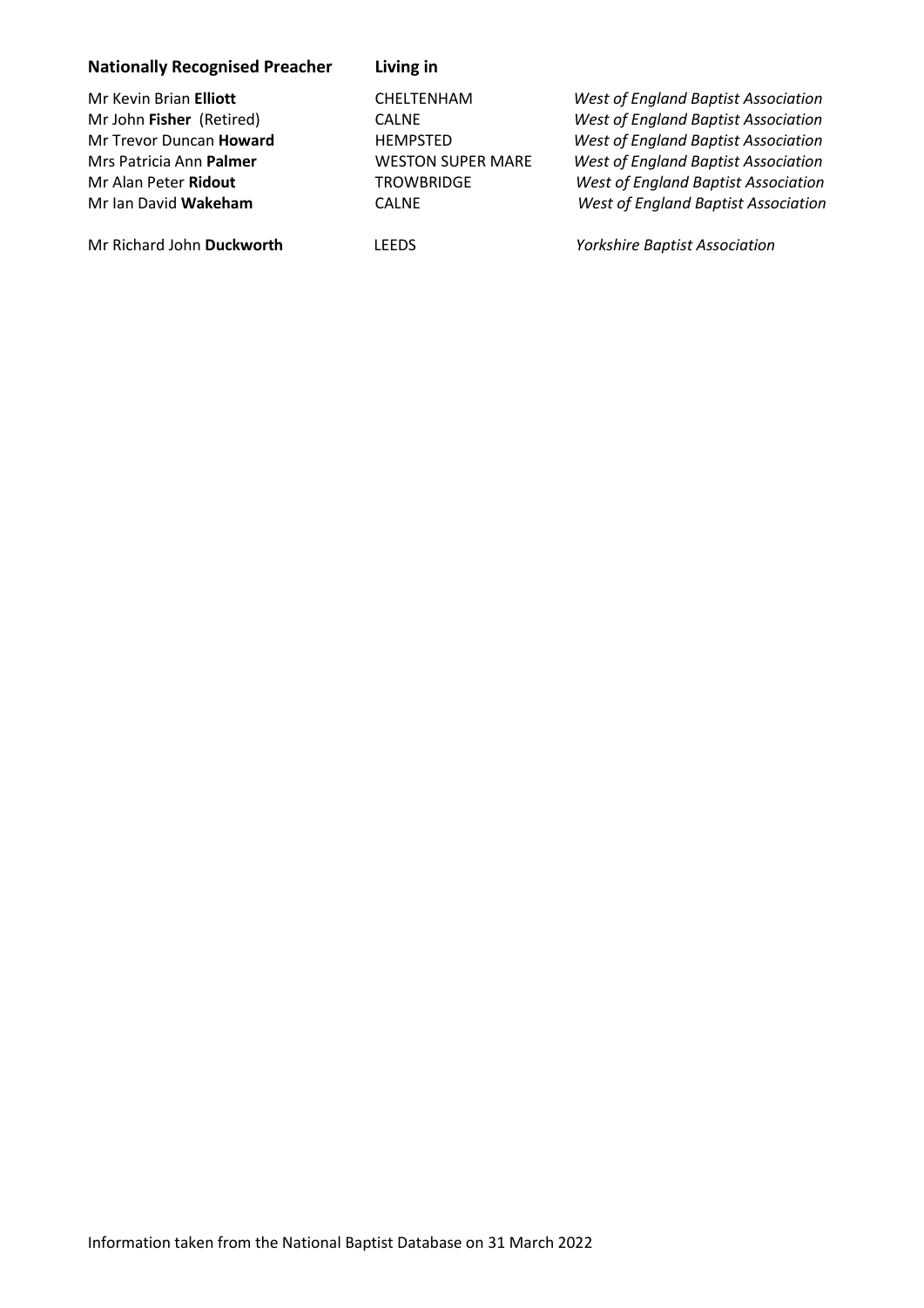| **Nationally Recognised Preacher** | **Living in** | |
|---|---|---|
| Mr Kevin Brian **Elliott** | CHELTENHAM | *West of England Baptist Association* |
| Mr John **Fisher** (Retired) | CALNE | *West of England Baptist Association* |
| Mr Trevor Duncan **Howard** | HEMPSTED | *West of England Baptist Association* |
| Mrs Patricia Ann **Palmer** | WESTON SUPER MARE | *West of England Baptist Association* |
| Mr Alan Peter **Ridout** | TROWBRIDGE | *West of England Baptist Association* |
| Mr Ian David **Wakeham** | CALNE | *West of England Baptist Association* |
| Mr Richard John **Duckworth** | LEEDS | *Yorkshire Baptist Association* |

Information taken from the National Baptist Database on 31 March 2022